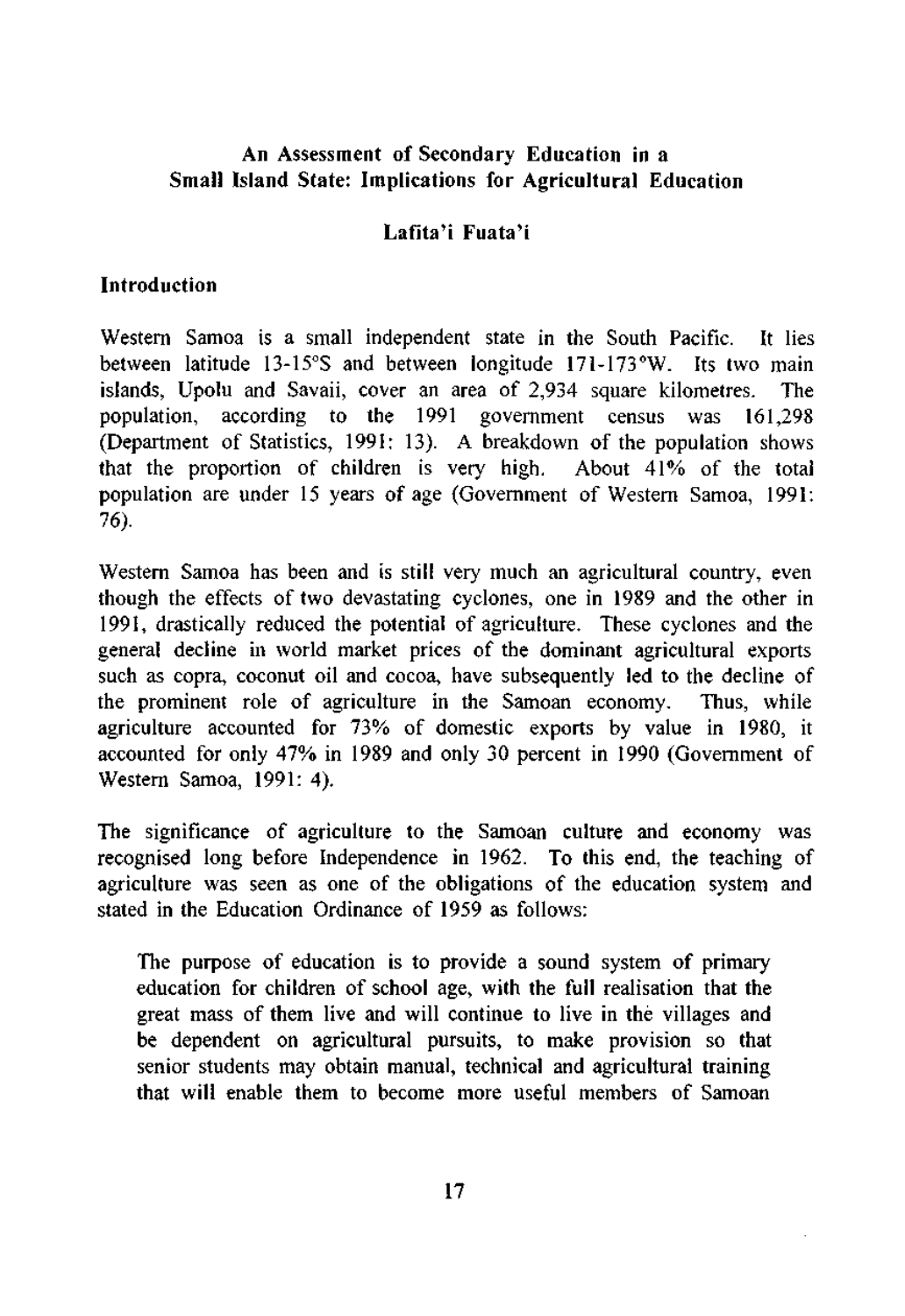# An Assessment of Secondary Education in a Small Island State: Implications for Agricultural Education

**Lafita'i Fuata'i**

## Introduction

Western Samoa is a small independent state in the South Pacific. It lies between latitude 13-15°S and between longitude 171-173°W. Its two main islands, Upolu and Savaii, cover an area of 2,934 square kilometres. The population, according to the 1991 government census was 161,298 (Department of Statistics, 1991: 13). A breakdown of the population shows that the proportion of children is very high. About 41% of the total population are under 15 years of age (Government of Western Samoa, 1991: 76).

Western Samoa has been and is still very much an agricultural country, even though the effects of two devastating cyclones, one in 1989 and the other in 1991, drastically reduced the potential of agriculture. These cyclones and the general decline in world market prices of the dominant agricultural exports such as copra, coconut oil and cocoa, have subsequently led to the decline of the prominent role of agriculture in the Samoan economy. Thus, while agriculture accounted for 73% of domestic exports by value in 1980, it accounted for only 47% in 1989 and only 30 percent in 1990 (Government of Western Samoa, 1991: 4).

The significance of agriculture to the Samoan culture and economy was recognised long before Independence in 1962. To this end, the teaching of agriculture was seen as one of the obligations of the education system and stated in the Education Ordinance of 1959 as follows:

> The purpose of education is to provide a sound system of primary education for children of school age, with the full realisation that the great mass of them live and will continue to live in the villages and be dependent on agricultural pursuits, to make provision so that senior students may obtain manual, technical and agricultural training that will enable them to become more useful members of Samoan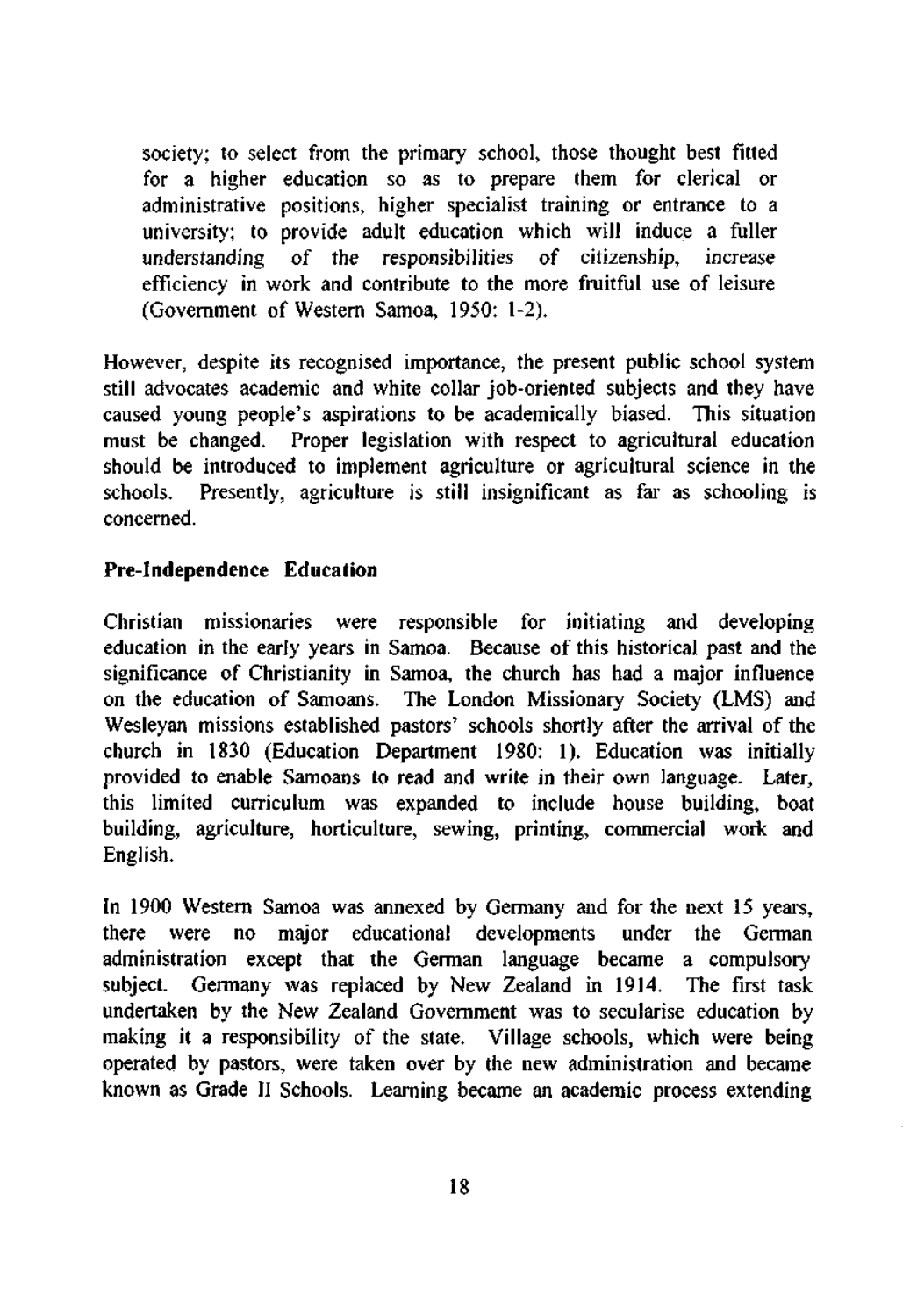> society; to select from the primary school, those thought best fitted for a higher education so as to prepare them for clerical or administrative positions, higher specialist training or entrance to a university; to provide adult education which will induce a fuller understanding of the responsibilities of citizenship, increase efficiency in work and contribute to the more fruitful use of leisure (Government of Western Samoa, 1950: 1-2).

However, despite its recognised importance, the present public school system still advocates academic and white collar job-oriented subjects and they have caused young people's aspirations to be academically biased. This situation must be changed. Proper legislation with respect to agricultural education should be introduced to implement agriculture or agricultural science in the schools. Presently, agriculture is still insignificant as far as schooling is concerned.

### Pre-Independence Education

Christian missionaries were responsible for initiating and developing education in the early years in Samoa. Because of this historical past and the significance of Christianity in Samoa, the church has had a major influence on the education of Samoans. The London Missionary Society (LMS) and Wesleyan missions established pastors' schools shortly after the arrival of the church in 1830 (Education Department 1980: 1). Education was initially provided to enable Samoans to read and write in their own language. Later, this limited curriculum was expanded to include house building, boat building, agriculture, horticulture, sewing, printing, commercial work and English.

In 1900 Western Samoa was annexed by Germany and for the next 15 years, there were no major educational developments under the German administration except that the German language became a compulsory subject. Germany was replaced by New Zealand in 1914. The first task undertaken by the New Zealand Government was to secularise education by making it a responsibility of the state. Village schools, which were being operated by pastors, were taken over by the new administration and became known as Grade II Schools. Learning became an academic process extending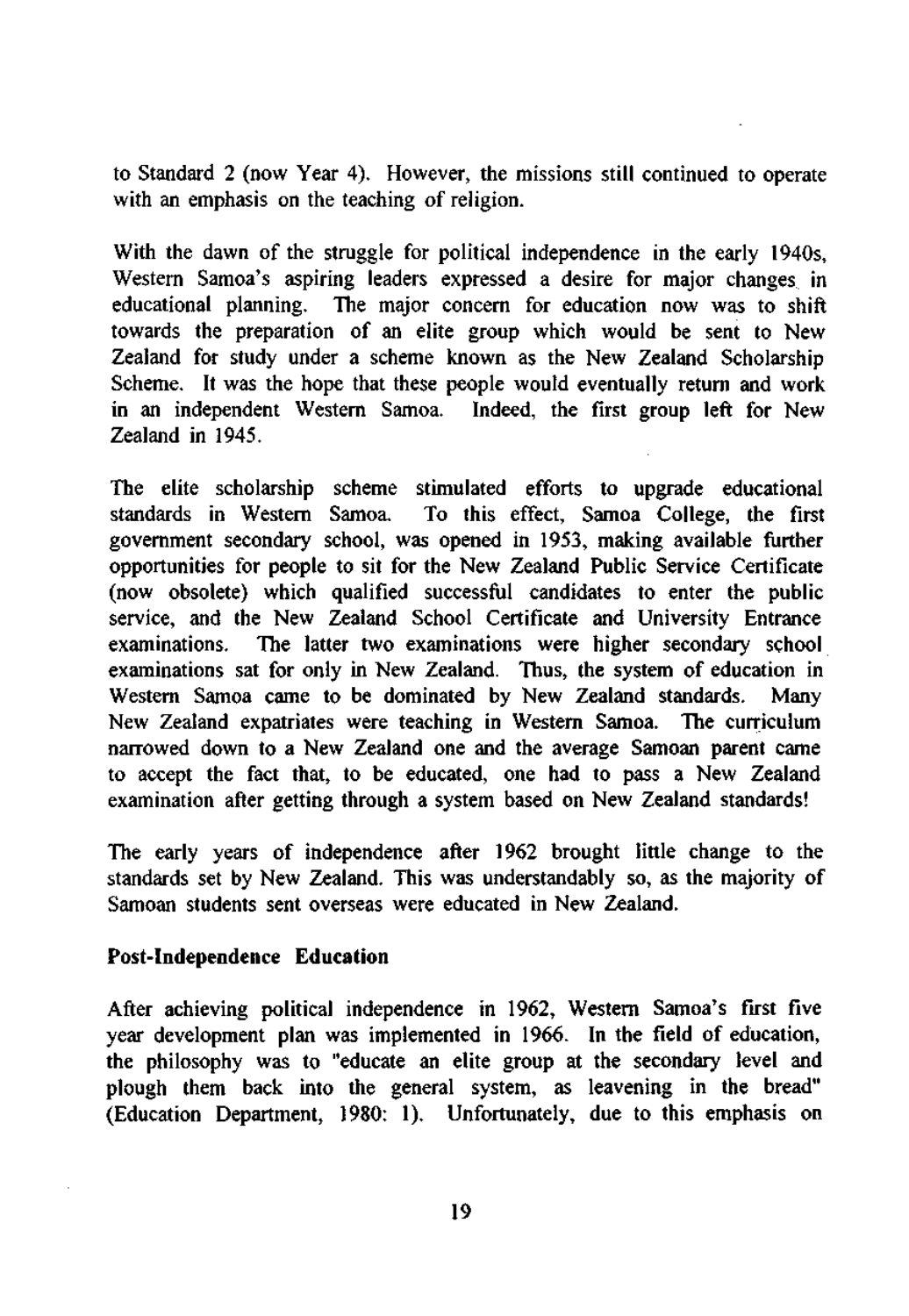to Standard 2 (now Year 4). However, the missions still continued to operate with an emphasis on the teaching of religion.

With the dawn of the struggle for political independence in the early 1940s, Western Samoa's aspiring leaders expressed a desire for major changes in educational planning. The major concern for education now was to shift towards the preparation of an elite group which would be sent to New Zealand for study under a scheme known as the New Zealand Scholarship Scheme. It was the hope that these people would eventually return and work in an independent Western Samoa. Indeed, the first group left for New Zealand in 1945.

The elite scholarship scheme stimulated efforts to upgrade educational standards in Western Samoa. To this effect, Samoa College, the first government secondary school, was opened in 1953, making available further opportunities for people to sit for the New Zealand Public Service Certificate (now obsolete) which qualified successful candidates to enter the public service, and the New Zealand School Certificate and University Entrance examinations. The latter two examinations were higher secondary school examinations sat for only in New Zealand. Thus, the system of education in Western Samoa came to be dominated by New Zealand standards. Many New Zealand expatriates were teaching in Western Samoa. The curriculum narrowed down to a New Zealand one and the average Samoan parent came to accept the fact that, to be educated, one had to pass a New Zealand examination after getting through a system based on New Zealand standards!

The early years of independence after 1962 brought little change to the standards set by New Zealand. This was understandably so, as the majority of Samoan students sent overseas were educated in New Zealand.

**Post-Independence Education**

After achieving political independence in 1962, Western Samoa's first five year development plan was implemented in 1966. In the field of education, the philosophy was to "educate an elite group at the secondary level and plough them back into the general system, as leavening in the bread" (Education Department, 1980: 1). Unfortunately, due to this emphasis on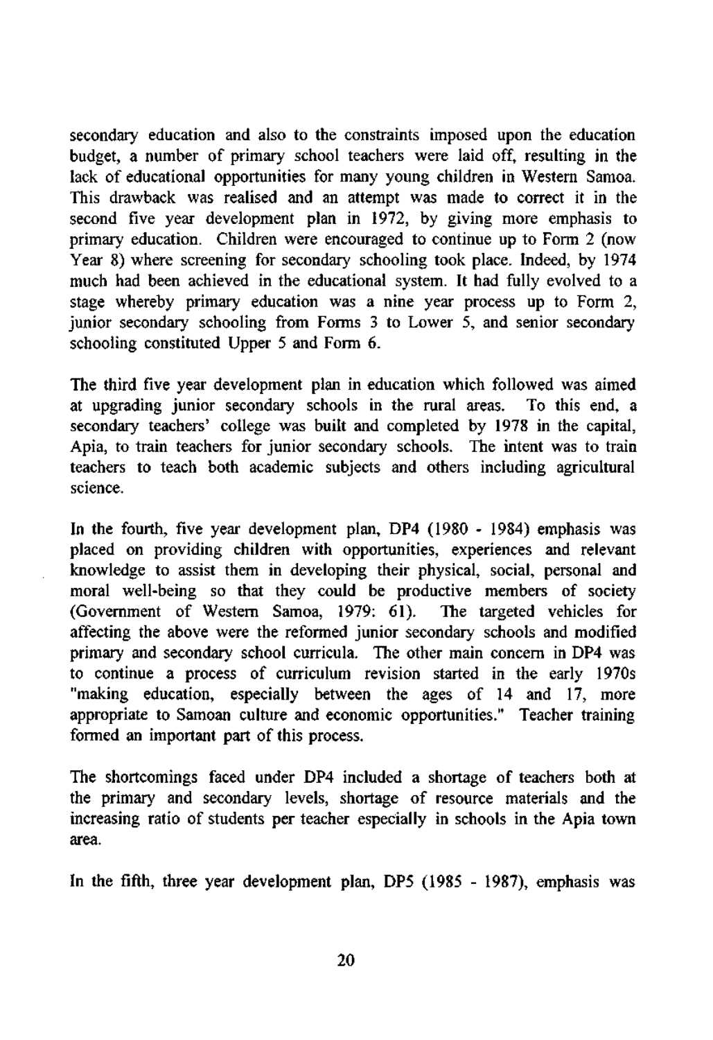secondary education and also to the constraints imposed upon the education budget, a number of primary school teachers were laid off, resulting in the lack of educational opportunities for many young children in Western Samoa. This drawback was realised and an attempt was made to correct it in the second five year development plan in 1972, by giving more emphasis to primary education. Children were encouraged to continue up to Form 2 (now Year 8) where screening for secondary schooling took place. Indeed, by 1974 much had been achieved in the educational system. It had fully evolved to a stage whereby primary education was a nine year process up to Form 2, junior secondary schooling from Forms 3 to Lower 5, and senior secondary schooling constituted Upper 5 and Form 6.

The third five year development plan in education which followed was aimed at upgrading junior secondary schools in the rural areas. To this end, a secondary teachers' college was built and completed by 1978 in the capital, Apia, to train teachers for junior secondary schools. The intent was to train teachers to teach both academic subjects and others including agricultural science.

In the fourth, five year development plan, DP4 (1980 - 1984) emphasis was placed on providing children with opportunities, experiences and relevant knowledge to assist them in developing their physical, social, personal and moral well-being so that they could be productive members of society (Government of Western Samoa, 1979: 61). The targeted vehicles for affecting the above were the reformed junior secondary schools and modified primary and secondary school curricula. The other main concern in DP4 was to continue a process of curriculum revision started in the early 1970s "making education, especially between the ages of 14 and 17, more appropriate to Samoan culture and economic opportunities." Teacher training formed an important part of this process.

The shortcomings faced under DP4 included a shortage of teachers both at the primary and secondary levels, shortage of resource materials and the increasing ratio of students per teacher especially in schools in the Apia town area.

In the fifth, three year development plan, DP5 (1985 - 1987), emphasis was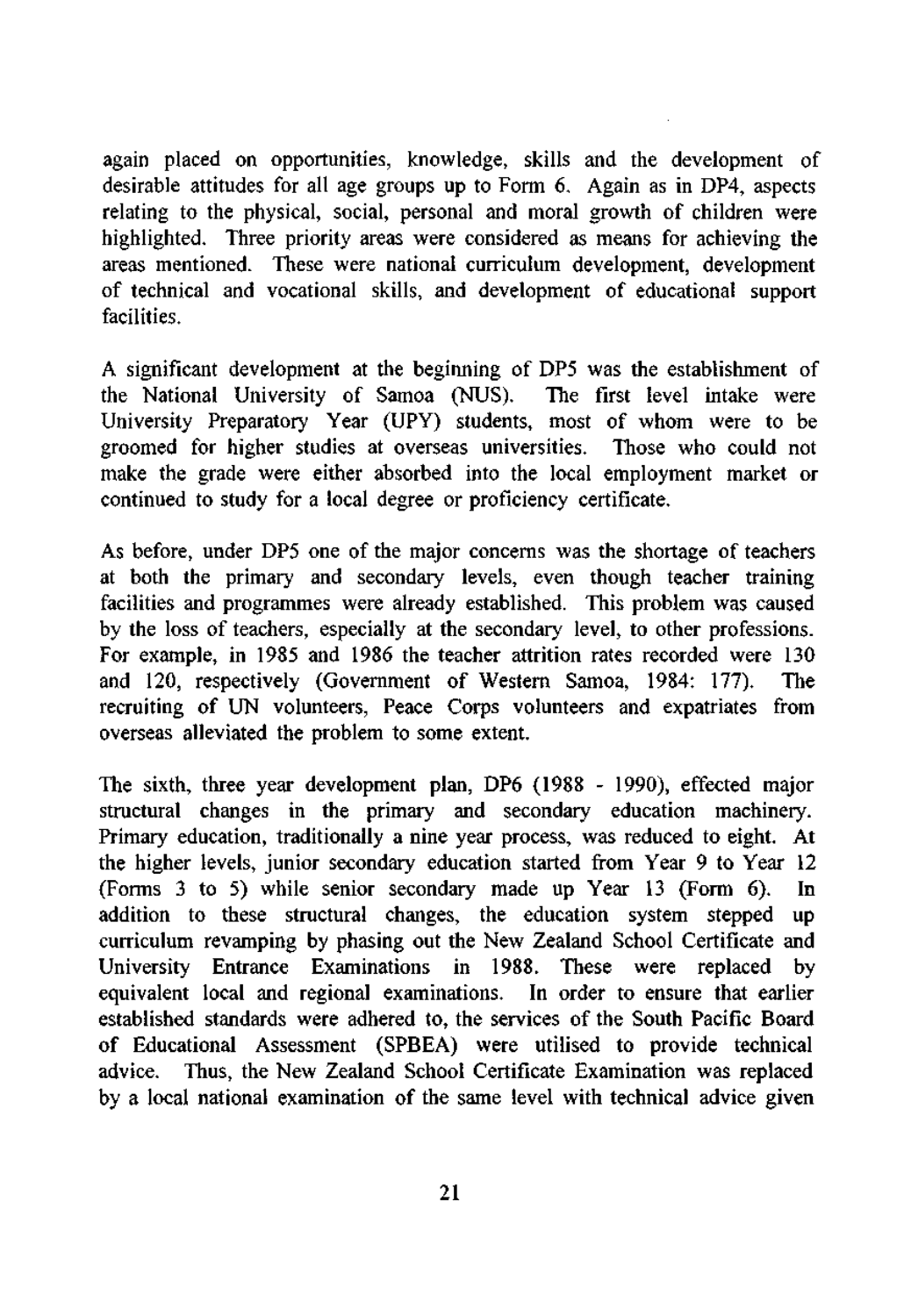again placed on opportunities, knowledge, skills and the development of desirable attitudes for all age groups up to Form 6. Again as in DP4, aspects relating to the physical, social, personal and moral growth of children were highlighted. Three priority areas were considered as means for achieving the areas mentioned. These were national curriculum development, development of technical and vocational skills, and development of educational support facilities.

A significant development at the beginning of DP5 was the establishment of the National University of Samoa (NUS). The first level intake were University Preparatory Year (UPY) students, most of whom were to be groomed for higher studies at overseas universities. Those who could not make the grade were either absorbed into the local employment market or continued to study for a local degree or proficiency certificate.

As before, under DP5 one of the major concerns was the shortage of teachers at both the primary and secondary levels, even though teacher training facilities and programmes were already established. This problem was caused by the loss of teachers, especially at the secondary level, to other professions. For example, in 1985 and 1986 the teacher attrition rates recorded were 130 and 120, respectively (Government of Western Samoa, 1984: 177). The recruiting of UN volunteers, Peace Corps volunteers and expatriates from overseas alleviated the problem to some extent.

The sixth, three year development plan, DP6 (1988 - 1990), effected major structural changes in the primary and secondary education machinery. Primary education, traditionally a nine year process, was reduced to eight. At the higher levels, junior secondary education started from Year 9 to Year 12 (Forms 3 to 5) while senior secondary made up Year 13 (Form 6). In addition to these structural changes, the education system stepped up curriculum revamping by phasing out the New Zealand School Certificate and University Entrance Examinations in 1988. These were replaced by equivalent local and regional examinations. In order to ensure that earlier established standards were adhered to, the services of the South Pacific Board of Educational Assessment (SPBEA) were utilised to provide technical advice. Thus, the New Zealand School Certificate Examination was replaced by a local national examination of the same level with technical advice given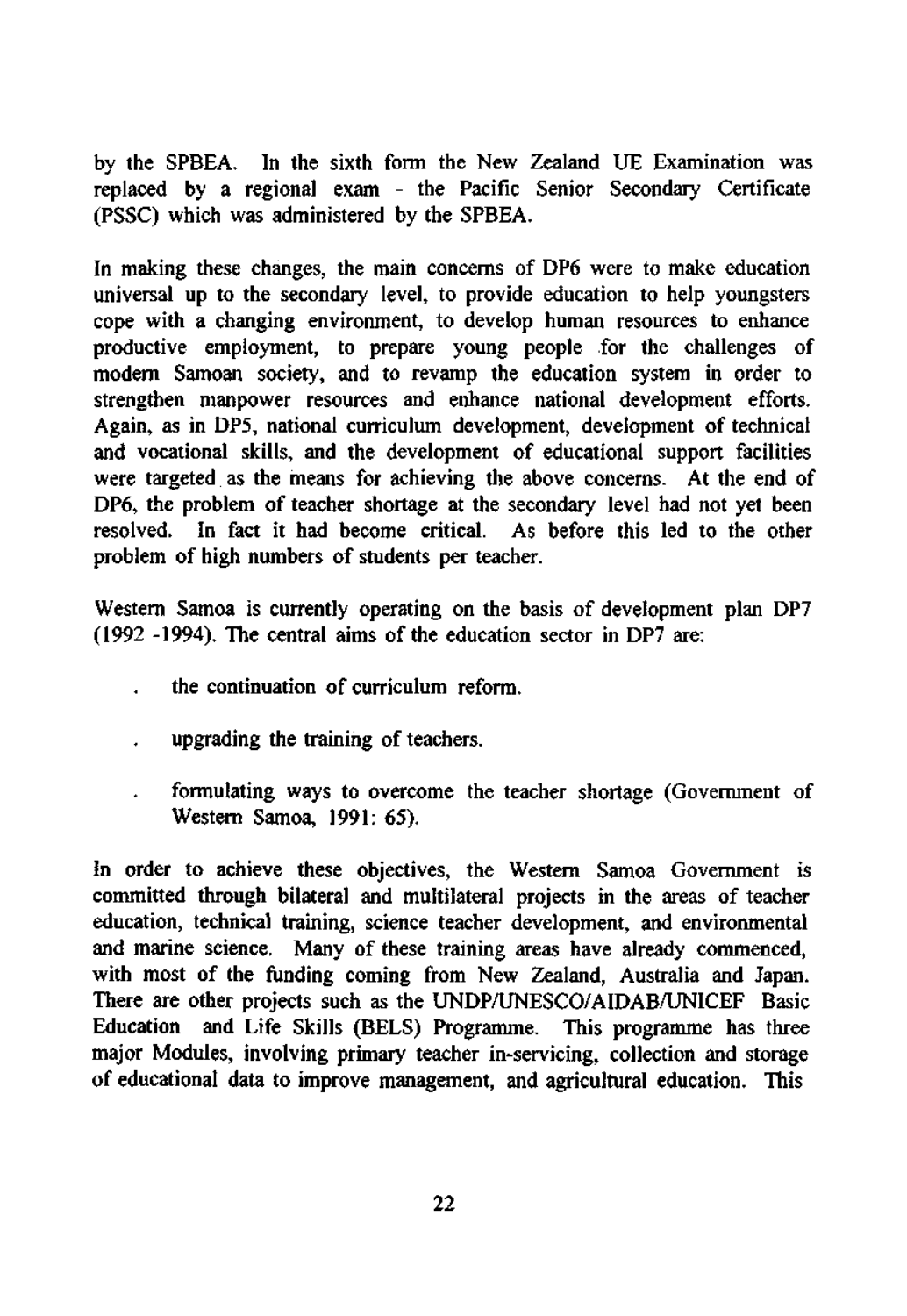by the SPBEA. In the sixth form the New Zealand UE Examination was replaced by a regional exam - the Pacific Senior Secondary Certificate (PSSC) which was administered by the SPBEA.

In making these changes, the main concerns of DP6 were to make education universal up to the secondary level, to provide education to help youngsters cope with a changing environment, to develop human resources to enhance productive employment, to prepare young people for the challenges of modern Samoan society, and to revamp the education system in order to strengthen manpower resources and enhance national development efforts. Again, as in DP5, national curriculum development, development of technical and vocational skills, and the development of educational support facilities were targeted as the means for achieving the above concerns. At the end of DP6, the problem of teacher shortage at the secondary level had not yet been resolved. In fact it had become critical. As before this led to the other problem of high numbers of students per teacher.

Western Samoa is currently operating on the basis of development plan DP7 (1992 -1994). The central aims of the education sector in DP7 are:

- the continuation of curriculum reform.
- upgrading the training of teachers.
- formulating ways to overcome the teacher shortage (Government of Western Samoa, 1991: 65).

In order to achieve these objectives, the Western Samoa Government is committed through bilateral and multilateral projects in the areas of teacher education, technical training, science teacher development, and environmental and marine science. Many of these training areas have already commenced, with most of the funding coming from New Zealand, Australia and Japan. There are other projects such as the UNDP/UNESCO/AIDAB/UNICEF Basic Education and Life Skills (BELS) Programme. This programme has three major Modules, involving primary teacher in-servicing, collection and storage of educational data to improve management, and agricultural education. This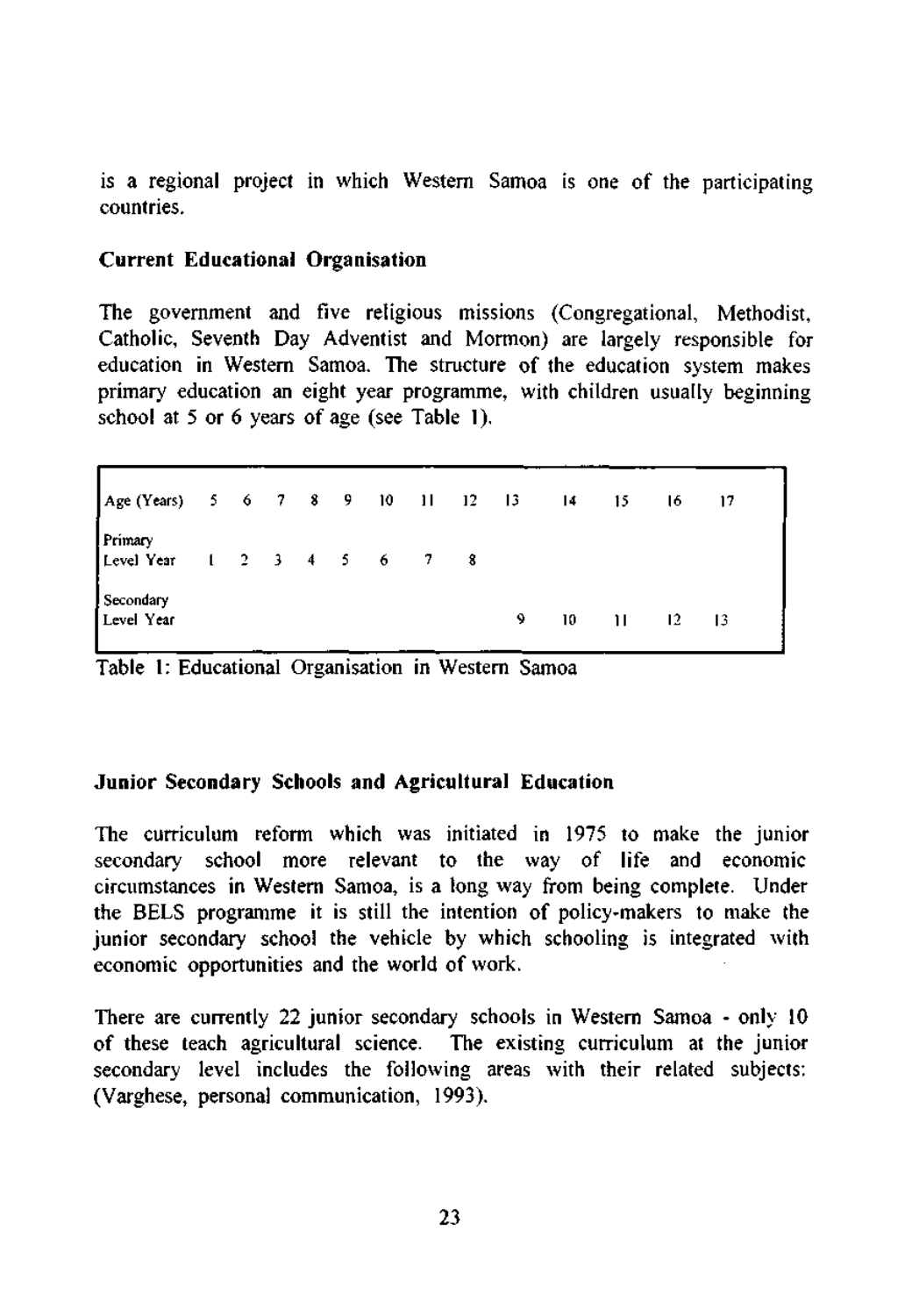is a regional project in which Western Samoa is one of the participating countries.

**Current Educational Organisation**

The government and five religious missions (Congregational, Methodist, Catholic, Seventh Day Adventist and Mormon) are largely responsible for education in Western Samoa. The structure of the education system makes primary education an eight year programme, with children usually beginning school at 5 or 6 years of age (see Table 1).

| Age (Years) | 5 | 6 | 7 | 8 | 9 | 10 | 11 | 12 | 13 | 14 | 15 | 16 | 17 |
|---|---|---|---|---|---|---|---|---|---|---|---|---|---|
| Primary Level Year | 1 | 2 | 3 | 4 | 5 | 6 | 7 | 8 | | | | | |
| Secondary Level Year | | | | | | | | | 9 | 10 | 11 | 12 | 13 |

Table 1: Educational Organisation in Western Samoa

**Junior Secondary Schools and Agricultural Education**

The curriculum reform which was initiated in 1975 to make the junior secondary school more relevant to the way of life and economic circumstances in Western Samoa, is a long way from being complete. Under the BELS programme it is still the intention of policy-makers to make the junior secondary school the vehicle by which schooling is integrated with economic opportunities and the world of work.

There are currently 22 junior secondary schools in Western Samoa - only 10 of these teach agricultural science. The existing curriculum at the junior secondary level includes the following areas with their related subjects: (Varghese, personal communication, 1993).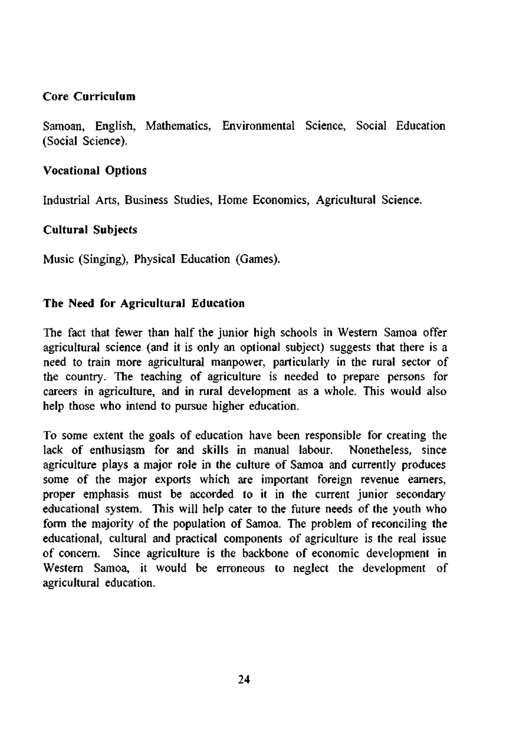**Core Curriculum**

Samoan, English, Mathematics, Environmental Science, Social Education (Social Science).

**Vocational Options**

Industrial Arts, Business Studies, Home Economics, Agricultural Science.

**Cultural Subjects**

Music (Singing), Physical Education (Games).

## The Need for Agricultural Education

The fact that fewer than half the junior high schools in Western Samoa offer agricultural science (and it is only an optional subject) suggests that there is a need to train more agricultural manpower, particularly in the rural sector of the country. The teaching of agriculture is needed to prepare persons for careers in agriculture, and in rural development as a whole. This would also help those who intend to pursue higher education.

To some extent the goals of education have been responsible for creating the lack of enthusiasm for and skills in manual labour. Nonetheless, since agriculture plays a major role in the culture of Samoa and currently produces some of the major exports which are important foreign revenue earners, proper emphasis must be accorded to it in the current junior secondary educational system. This will help cater to the future needs of the youth who form the majority of the population of Samoa. The problem of reconciling the educational, cultural and practical components of agriculture is the real issue of concern. Since agriculture is the backbone of economic development in Western Samoa, it would be erroneous to neglect the development of agricultural education.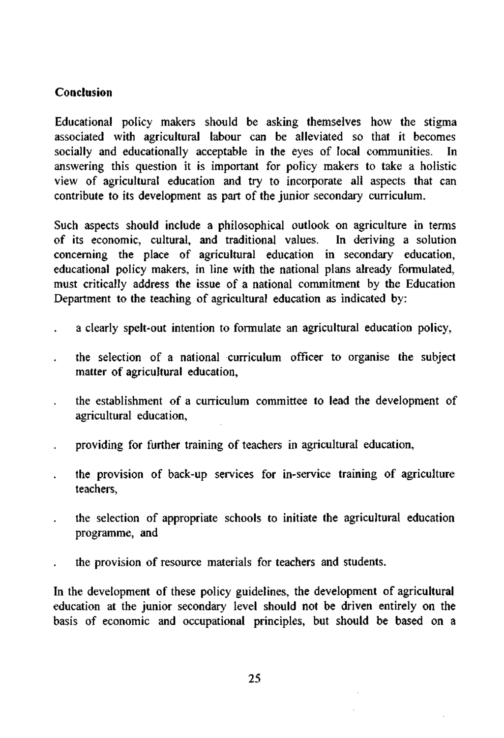## Conclusion

Educational policy makers should be asking themselves how the stigma associated with agricultural labour can be alleviated so that it becomes socially and educationally acceptable in the eyes of local communities. In answering this question it is important for policy makers to take a holistic view of agricultural education and try to incorporate all aspects that can contribute to its development as part of the junior secondary curriculum.

Such aspects should include a philosophical outlook on agriculture in terms of its economic, cultural, and traditional values. In deriving a solution concerning the place of agricultural education in secondary education, educational policy makers, in line with the national plans already formulated, must critically address the issue of a national commitment by the Education Department to the teaching of agricultural education as indicated by:

- a clearly spelt-out intention to formulate an agricultural education policy,
- the selection of a national curriculum officer to organise the subject matter of agricultural education,
- the establishment of a curriculum committee to lead the development of agricultural education,
- providing for further training of teachers in agricultural education,
- the provision of back-up services for in-service training of agriculture teachers,
- the selection of appropriate schools to initiate the agricultural education programme, and
- the provision of resource materials for teachers and students.

In the development of these policy guidelines, the development of agricultural education at the junior secondary level should not be driven entirely on the basis of economic and occupational principles, but should be based on a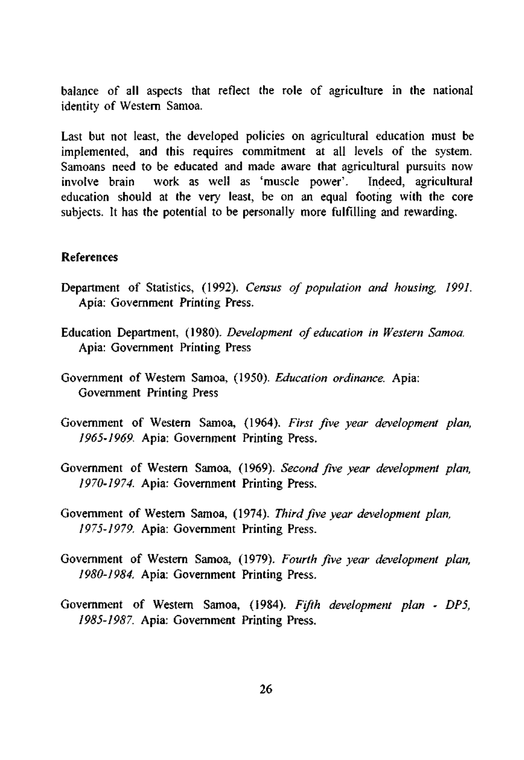balance of all aspects that reflect the role of agriculture in the national identity of Western Samoa.

Last but not least, the developed policies on agricultural education must be implemented, and this requires commitment at all levels of the system. Samoans need to be educated and made aware that agricultural pursuits now involve brain work as well as 'muscle power'. Indeed, agricultural education should at the very least, be on an equal footing with the core subjects. It has the potential to be personally more fulfilling and rewarding.

## References

Department of Statistics, (1992). *Census of population and housing, 1991.* Apia: Government Printing Press.

Education Department, (1980). *Development of education in Western Samoa.* Apia: Government Printing Press

Government of Western Samoa, (1950). *Education ordinance.* Apia: Government Printing Press

Government of Western Samoa, (1964). *First five year development plan, 1965-1969.* Apia: Government Printing Press.

Government of Western Samoa, (1969). *Second five year development plan, 1970-1974.* Apia: Government Printing Press.

Government of Western Samoa, (1974). *Third five year development plan, 1975-1979.* Apia: Government Printing Press.

Government of Western Samoa, (1979). *Fourth five year development plan, 1980-1984.* Apia: Government Printing Press.

Government of Western Samoa, (1984). *Fifth development plan - DP5, 1985-1987.* Apia: Government Printing Press.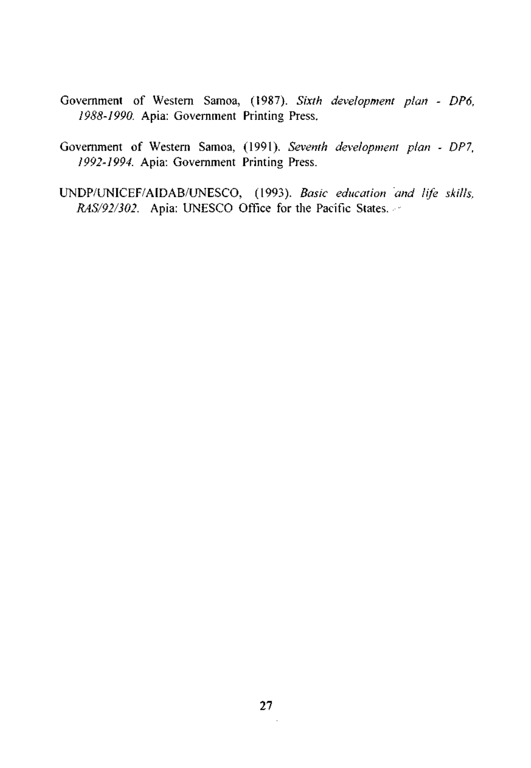Government of Western Samoa, (1987). *Sixth development plan - DP6, 1988-1990.* Apia: Government Printing Press.

Government of Western Samoa, (1991). *Seventh development plan - DP7, 1992-1994.* Apia: Government Printing Press.

UNDP/UNICEF/AIDAB/UNESCO, (1993). *Basic education and life skills, RAS/92/302.* Apia: UNESCO Office for the Pacific States.